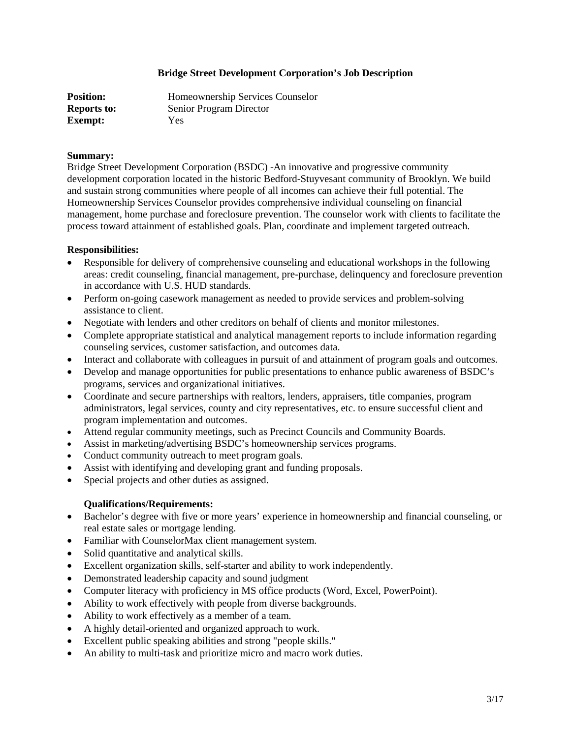# Bridge Street Development Corporation's Job Description

**Position:** Homeownership Services Counselor
**Reports to:** Senior Program Director
**Exempt:** Yes

**Summary:**
Bridge Street Development Corporation (BSDC) -An innovative and progressive community development corporation located in the historic Bedford-Stuyvesant community of Brooklyn. We build and sustain strong communities where people of all incomes can achieve their full potential. The Homeownership Services Counselor provides comprehensive individual counseling on financial management, home purchase and foreclosure prevention. The counselor work with clients to facilitate the process toward attainment of established goals. Plan, coordinate and implement targeted outreach.

**Responsibilities:**

- Responsible for delivery of comprehensive counseling and educational workshops in the following areas: credit counseling, financial management, pre-purchase, delinquency and foreclosure prevention in accordance with U.S. HUD standards.
- Perform on-going casework management as needed to provide services and problem-solving assistance to client.
- Negotiate with lenders and other creditors on behalf of clients and monitor milestones.
- Complete appropriate statistical and analytical management reports to include information regarding counseling services, customer satisfaction, and outcomes data.
- Interact and collaborate with colleagues in pursuit of and attainment of program goals and outcomes.
- Develop and manage opportunities for public presentations to enhance public awareness of BSDC's programs, services and organizational initiatives.
- Coordinate and secure partnerships with realtors, lenders, appraisers, title companies, program administrators, legal services, county and city representatives, etc. to ensure successful client and program implementation and outcomes.
- Attend regular community meetings, such as Precinct Councils and Community Boards.
- Assist in marketing/advertising BSDC's homeownership services programs.
- Conduct community outreach to meet program goals.
- Assist with identifying and developing grant and funding proposals.
- Special projects and other duties as assigned.

**Qualifications/Requirements:**

- Bachelor's degree with five or more years' experience in homeownership and financial counseling, or real estate sales or mortgage lending.
- Familiar with CounselorMax client management system.
- Solid quantitative and analytical skills.
- Excellent organization skills, self-starter and ability to work independently.
- Demonstrated leadership capacity and sound judgment
- Computer literacy with proficiency in MS office products (Word, Excel, PowerPoint).
- Ability to work effectively with people from diverse backgrounds.
- Ability to work effectively as a member of a team.
- A highly detail-oriented and organized approach to work.
- Excellent public speaking abilities and strong "people skills."
- An ability to multi-task and prioritize micro and macro work duties.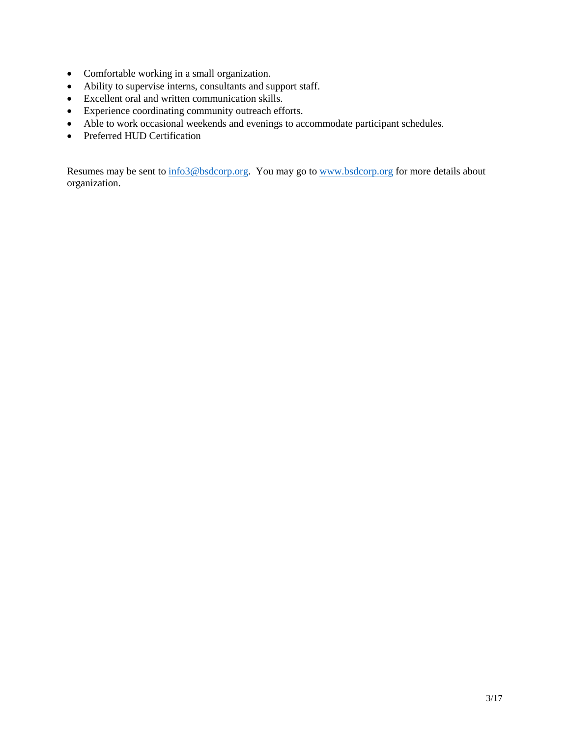- Comfortable working in a small organization.
- Ability to supervise interns, consultants and support staff.
- Excellent oral and written communication skills.
- Experience coordinating community outreach efforts.
- Able to work occasional weekends and evenings to accommodate participant schedules.
- Preferred HUD Certification

Resumes may be sent to info3@bsdcorp.org. You may go to www.bsdcorp.org for more details about organization.